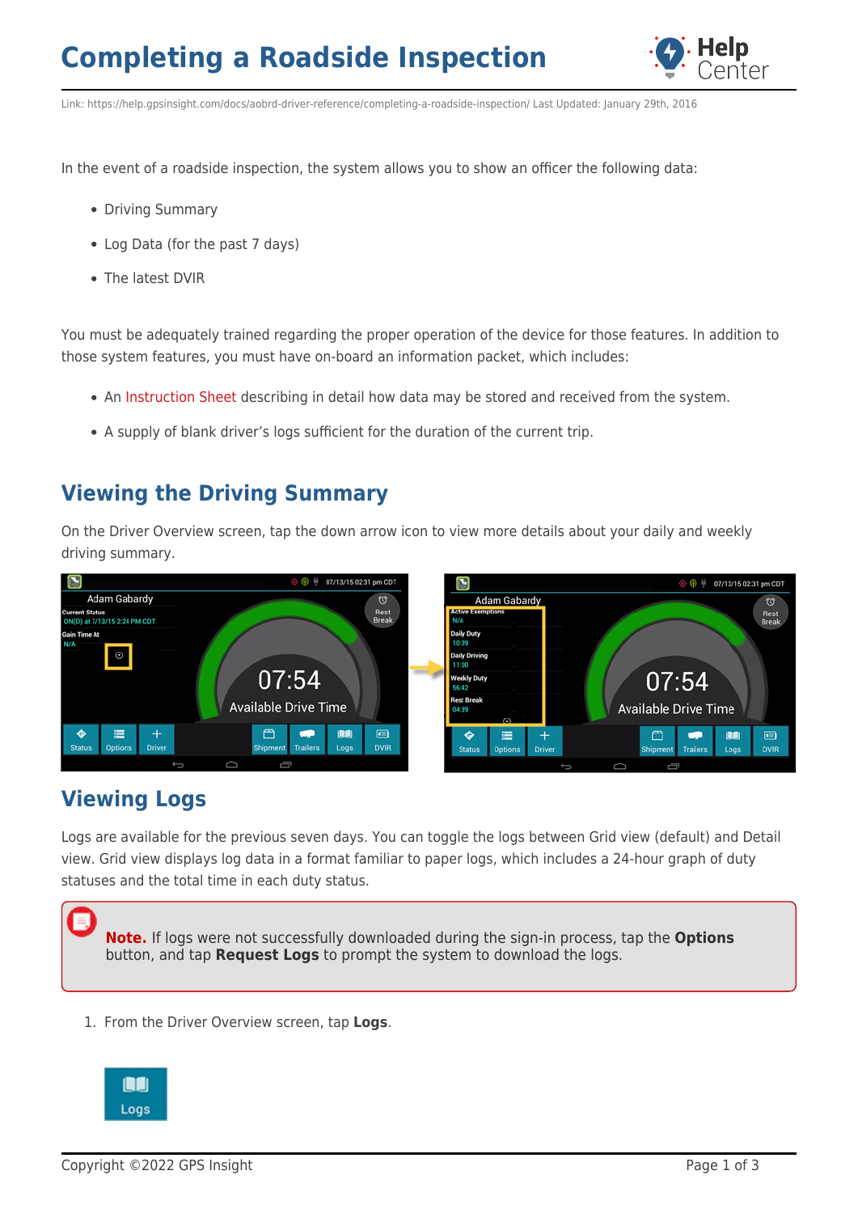# Completing a Roadside Inspection

Link: https://help.gpsinsight.com/docs/aobrd-driver-reference/completing-a-roadside-inspection/ Last Updated: January 29th, 2016

In the event of a roadside inspection, the system allows you to show an officer the following data:

- Driving Summary
- Log Data (for the past 7 days)
- The latest DVIR

You must be adequately trained regarding the proper operation of the device for those features. In addition to those system features, you must have on-board an information packet, which includes:

- An Instruction Sheet describing in detail how data may be stored and received from the system.
- A supply of blank driver's logs sufficient for the duration of the current trip.

## Viewing the Driving Summary

On the Driver Overview screen, tap the down arrow icon to view more details about your daily and weekly driving summary.

## Viewing Logs

Logs are available for the previous seven days. You can toggle the logs between Grid view (default) and Detail view. Grid view displays log data in a format familiar to paper logs, which includes a 24-hour graph of duty statuses and the total time in each duty status.

> **Note.** If logs were not successfully downloaded during the sign-in process, tap the **Options** button, and tap **Request Logs** to prompt the system to download the logs.

1. From the Driver Overview screen, tap **Logs**.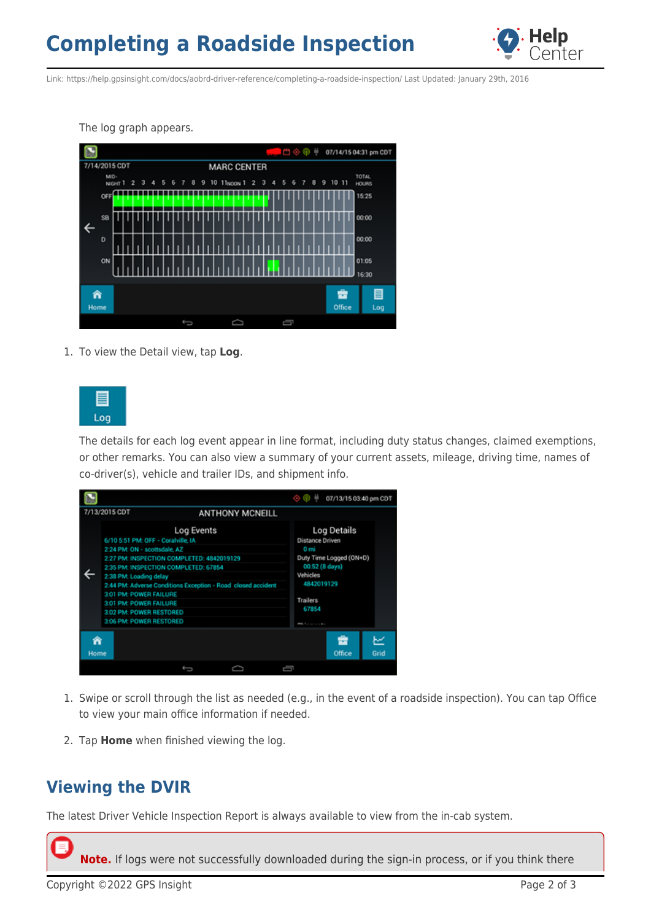The log graph appears.

1. To view the Detail view, tap **Log**.

The details for each log event appear in line format, including duty status changes, claimed exemptions, or other remarks. You can also view a summary of your current assets, mileage, driving time, names of co-driver(s), vehicle and trailer IDs, and shipment info.

1. Swipe or scroll through the list as needed (e.g., in the event of a roadside inspection). You can tap Office to view your main office information if needed.
2. Tap **Home** when finished viewing the log.

## Viewing the DVIR

The latest Driver Vehicle Inspection Report is always available to view from the in-cab system.

**Note.** If logs were not successfully downloaded during the sign-in process, or if you think there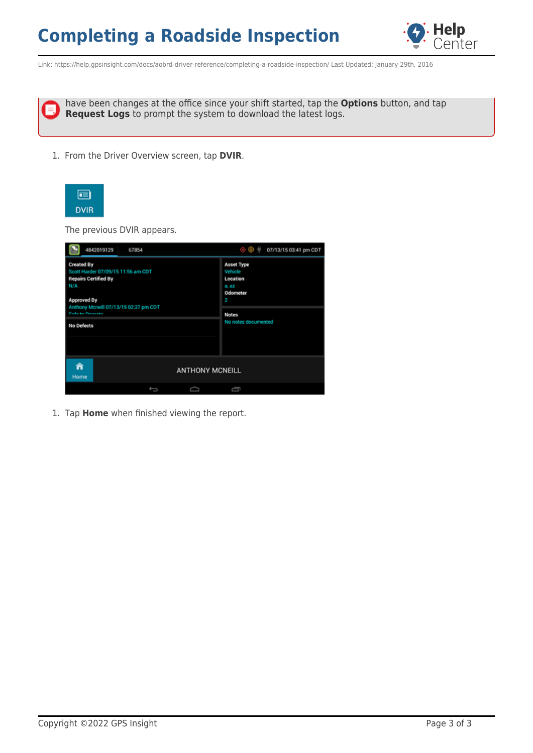have been changes at the office since your shift started, tap the **Options** button, and tap **Request Logs** to prompt the system to download the latest logs.

1. From the Driver Overview screen, tap **DVIR**.

   The previous DVIR appears.

1. Tap **Home** when finished viewing the report.